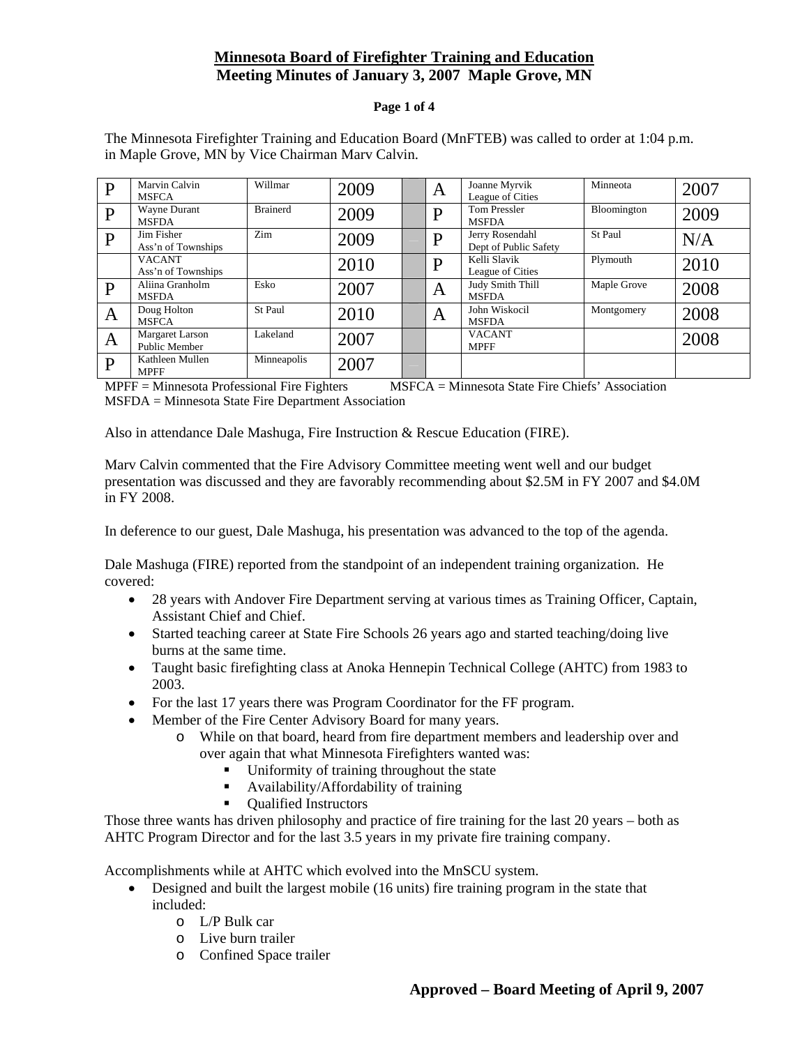# Minnesota Board of Firefighter Training and Education
## Meeting Minutes of January 3, 2007 Maple Grove, MN

The Minnesota Firefighter Training and Education Board (MnFTEB) was called to order at 1:04 p.m. in Maple Grove, MN by Vice Chairman Marv Calvin.

| | | | | | | | | |
|---|---|---|---|---|---|---|---|---|
| P | Marvin Calvin<br>MSFCA | Willmar | 2009 | | A | Joanne Myrvik<br>League of Cities | Minneota | 2007 |
| P | Wayne Durant<br>MSFDA | Brainerd | 2009 | | P | Tom Pressler<br>MSFDA | Bloomington | 2009 |
| P | Jim Fisher<br>Ass'n of Townships | Zim | 2009 | | P | Jerry Rosendahl<br>Dept of Public Safety | St Paul | N/A |
| | VACANT<br>Ass'n of Townships | | 2010 | | P | Kelli Slavik<br>League of Cities | Plymouth | 2010 |
| P | Aliina Granholm<br>MSFDA | Esko | 2007 | | A | Judy Smith Thill<br>MSFDA | Maple Grove | 2008 |
| A | Doug Holton<br>MSFCA | St Paul | 2010 | | A | John Wiskocil<br>MSFDA | Montgomery | 2008 |
| A | Margaret Larson<br>Public Member | Lakeland | 2007 | | | VACANT<br>MPFF | | 2008 |
| P | Kathleen Mullen<br>MPFF | Minneapolis | 2007 | | | | | |

MPFF = Minnesota Professional Fire Fighters  MSFCA = Minnesota State Fire Chiefs' Association
MSFDA = Minnesota State Fire Department Association

Also in attendance Dale Mashuga, Fire Instruction & Rescue Education (FIRE).

Marv Calvin commented that the Fire Advisory Committee meeting went well and our budget presentation was discussed and they are favorably recommending about $2.5M in FY 2007 and $4.0M in FY 2008.

In deference to our guest, Dale Mashuga, his presentation was advanced to the top of the agenda.

Dale Mashuga (FIRE) reported from the standpoint of an independent training organization. He covered:

- 28 years with Andover Fire Department serving at various times as Training Officer, Captain, Assistant Chief and Chief.
- Started teaching career at State Fire Schools 26 years ago and started teaching/doing live burns at the same time.
- Taught basic firefighting class at Anoka Hennepin Technical College (AHTC) from 1983 to 2003.
- For the last 17 years there was Program Coordinator for the FF program.
- Member of the Fire Center Advisory Board for many years.
  - While on that board, heard from fire department members and leadership over and over again that what Minnesota Firefighters wanted was:
    - Uniformity of training throughout the state
    - Availability/Affordability of training
    - Qualified Instructors

Those three wants has driven philosophy and practice of fire training for the last 20 years – both as AHTC Program Director and for the last 3.5 years in my private fire training company.

Accomplishments while at AHTC which evolved into the MnSCU system.

- Designed and built the largest mobile (16 units) fire training program in the state that included:
  - L/P Bulk car
  - Live burn trailer
  - Confined Space trailer

**Approved – Board Meeting of April 9, 2007**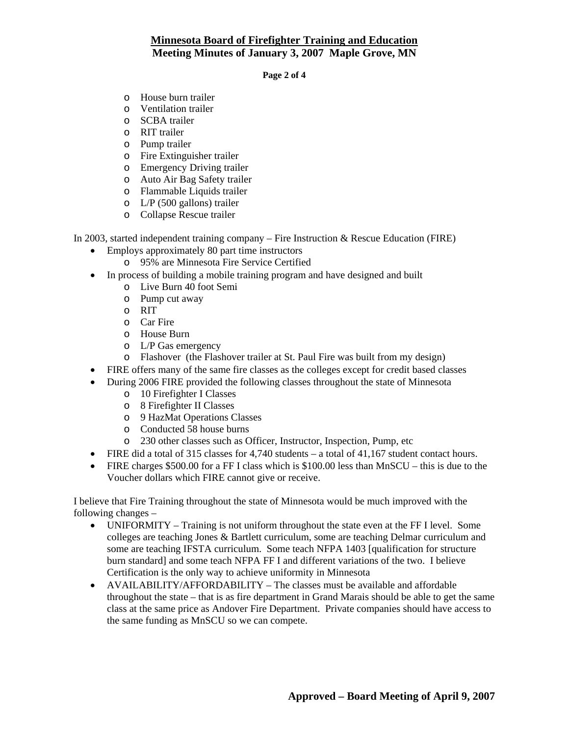- House burn trailer
- Ventilation trailer
- SCBA trailer
- RIT trailer
- Pump trailer
- Fire Extinguisher trailer
- Emergency Driving trailer
- Auto Air Bag Safety trailer
- Flammable Liquids trailer
- L/P (500 gallons) trailer
- Collapse Rescue trailer

In 2003, started independent training company – Fire Instruction & Rescue Education (FIRE)

- Employs approximately 80 part time instructors
  - 95% are Minnesota Fire Service Certified
- In process of building a mobile training program and have designed and built
  - Live Burn 40 foot Semi
  - Pump cut away
  - RIT
  - Car Fire
  - House Burn
  - L/P Gas emergency
  - Flashover (the Flashover trailer at St. Paul Fire was built from my design)
- FIRE offers many of the same fire classes as the colleges except for credit based classes
- During 2006 FIRE provided the following classes throughout the state of Minnesota
  - 10 Firefighter I Classes
  - 8 Firefighter II Classes
  - 9 HazMat Operations Classes
  - Conducted 58 house burns
  - 230 other classes such as Officer, Instructor, Inspection, Pump, etc
- FIRE did a total of 315 classes for 4,740 students – a total of 41,167 student contact hours.
- FIRE charges $500.00 for a FF I class which is $100.00 less than MnSCU – this is due to the Voucher dollars which FIRE cannot give or receive.

I believe that Fire Training throughout the state of Minnesota would be much improved with the following changes –

- UNIFORMITY – Training is not uniform throughout the state even at the FF I level. Some colleges are teaching Jones & Bartlett curriculum, some are teaching Delmar curriculum and some are teaching IFSTA curriculum. Some teach NFPA 1403 [qualification for structure burn standard] and some teach NFPA FF I and different variations of the two. I believe Certification is the only way to achieve uniformity in Minnesota
- AVAILABILITY/AFFORDABILITY – The classes must be available and affordable throughout the state – that is as fire department in Grand Marais should be able to get the same class at the same price as Andover Fire Department. Private companies should have access to the same funding as MnSCU so we can compete.

**Approved – Board Meeting of April 9, 2007**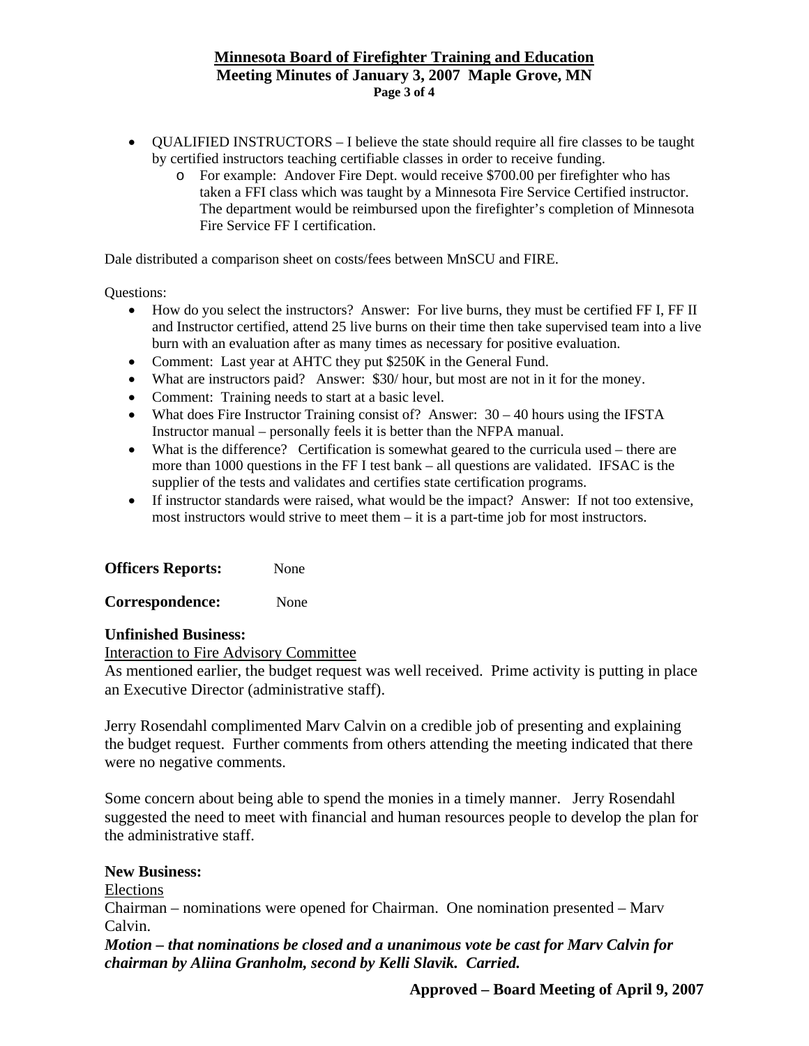- QUALIFIED INSTRUCTORS – I believe the state should require all fire classes to be taught by certified instructors teaching certifiable classes in order to receive funding.
  - For example: Andover Fire Dept. would receive $700.00 per firefighter who has taken a FFI class which was taught by a Minnesota Fire Service Certified instructor. The department would be reimbursed upon the firefighter's completion of Minnesota Fire Service FF I certification.

Dale distributed a comparison sheet on costs/fees between MnSCU and FIRE.

Questions:

- How do you select the instructors? Answer: For live burns, they must be certified FF I, FF II and Instructor certified, attend 25 live burns on their time then take supervised team into a live burn with an evaluation after as many times as necessary for positive evaluation.
- Comment: Last year at AHTC they put $250K in the General Fund.
- What are instructors paid? Answer: $30/ hour, but most are not in it for the money.
- Comment: Training needs to start at a basic level.
- What does Fire Instructor Training consist of? Answer: 30 – 40 hours using the IFSTA Instructor manual – personally feels it is better than the NFPA manual.
- What is the difference? Certification is somewhat geared to the curricula used – there are more than 1000 questions in the FF I test bank – all questions are validated. IFSAC is the supplier of the tests and validates and certifies state certification programs.
- If instructor standards were raised, what would be the impact? Answer: If not too extensive, most instructors would strive to meet them – it is a part-time job for most instructors.

**Officers Reports:** None

**Correspondence:** None

**Unfinished Business:**

Interaction to Fire Advisory Committee

As mentioned earlier, the budget request was well received. Prime activity is putting in place an Executive Director (administrative staff).

Jerry Rosendahl complimented Marv Calvin on a credible job of presenting and explaining the budget request. Further comments from others attending the meeting indicated that there were no negative comments.

Some concern about being able to spend the monies in a timely manner. Jerry Rosendahl suggested the need to meet with financial and human resources people to develop the plan for the administrative staff.

**New Business:**

Elections

Chairman – nominations were opened for Chairman. One nomination presented – Marv Calvin.

***Motion – that nominations be closed and a unanimous vote be cast for Marv Calvin for chairman by Aliina Granholm, second by Kelli Slavik. Carried.***

**Approved – Board Meeting of April 9, 2007**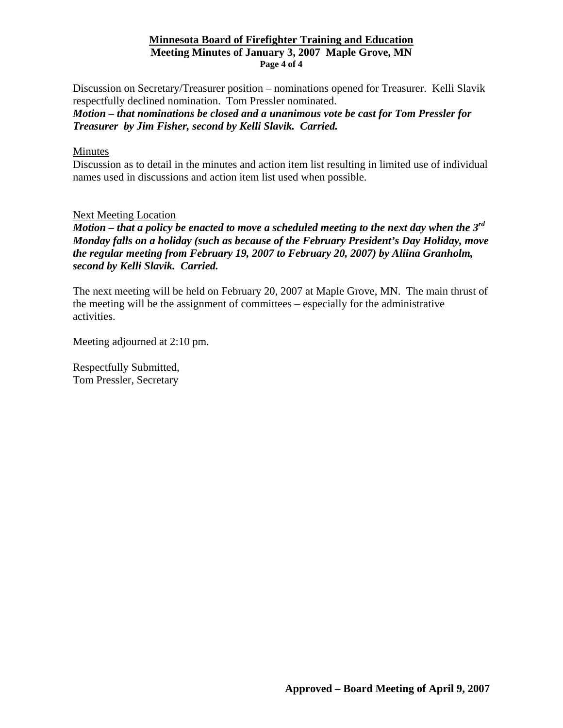Discussion on Secretary/Treasurer position – nominations opened for Treasurer. Kelli Slavik respectfully declined nomination. Tom Pressler nominated.
***Motion – that nominations be closed and a unanimous vote be cast for Tom Pressler for Treasurer by Jim Fisher, second by Kelli Slavik. Carried.***

Minutes
Discussion as to detail in the minutes and action item list resulting in limited use of individual names used in discussions and action item list used when possible.

Next Meeting Location
***Motion – that a policy be enacted to move a scheduled meeting to the next day when the 3rd Monday falls on a holiday (such as because of the February President's Day Holiday, move the regular meeting from February 19, 2007 to February 20, 2007) by Aliina Granholm, second by Kelli Slavik. Carried.***

The next meeting will be held on February 20, 2007 at Maple Grove, MN. The main thrust of the meeting will be the assignment of committees – especially for the administrative activities.

Meeting adjourned at 2:10 pm.

Respectfully Submitted,
Tom Pressler, Secretary

**Approved – Board Meeting of April 9, 2007**